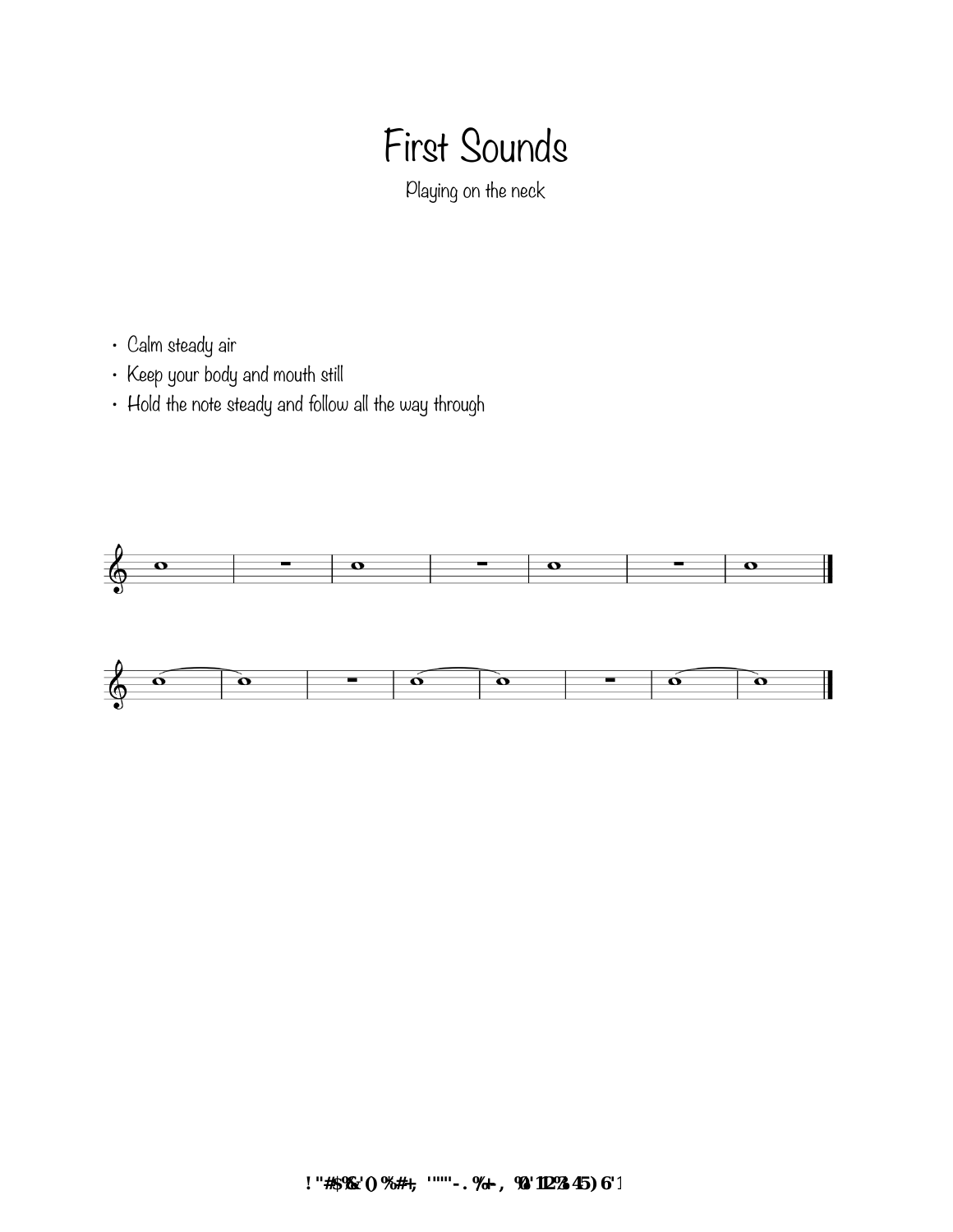# First Sounds

Playing on the neck

- Calm steady air
- Keep your body and mouth still
- Hold the note steady and follow all the way through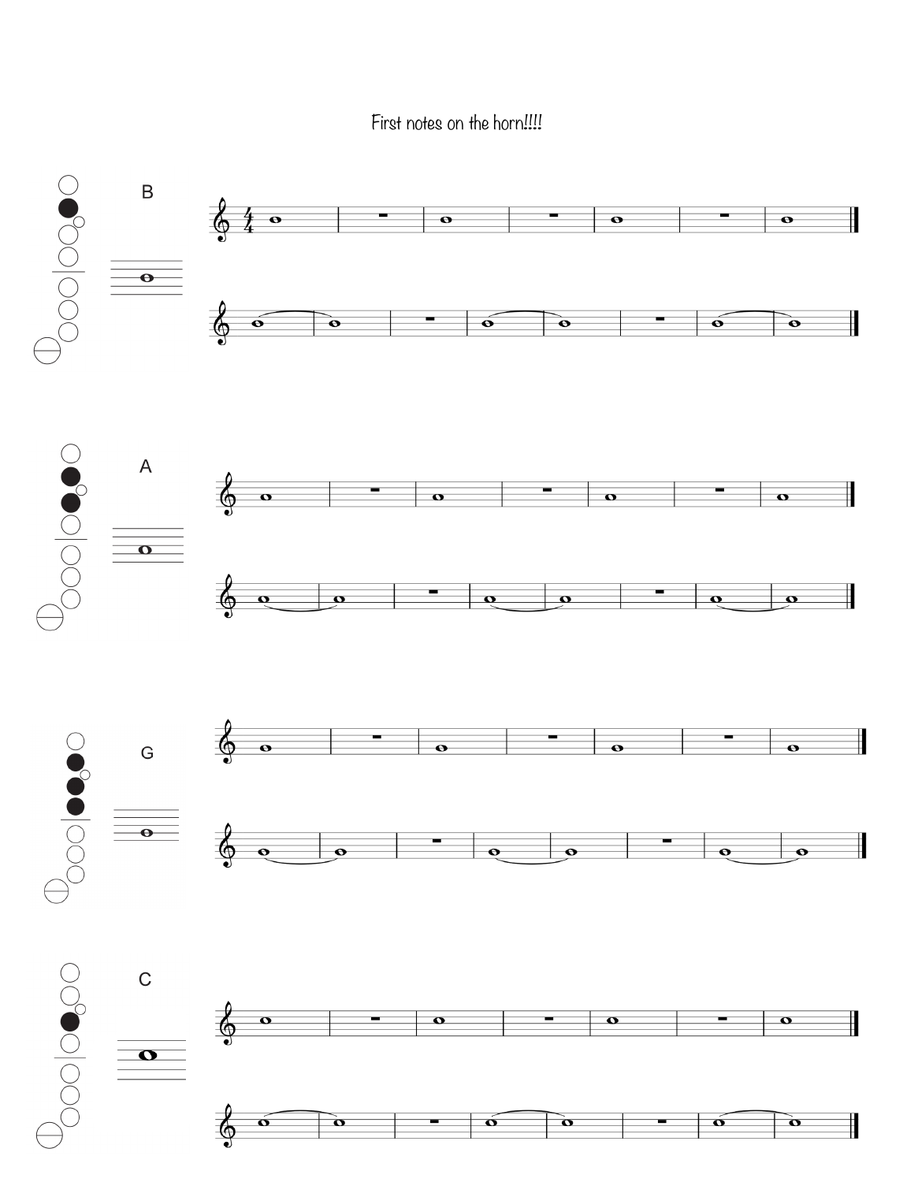First notes on the horn!!!!

B

A

G

C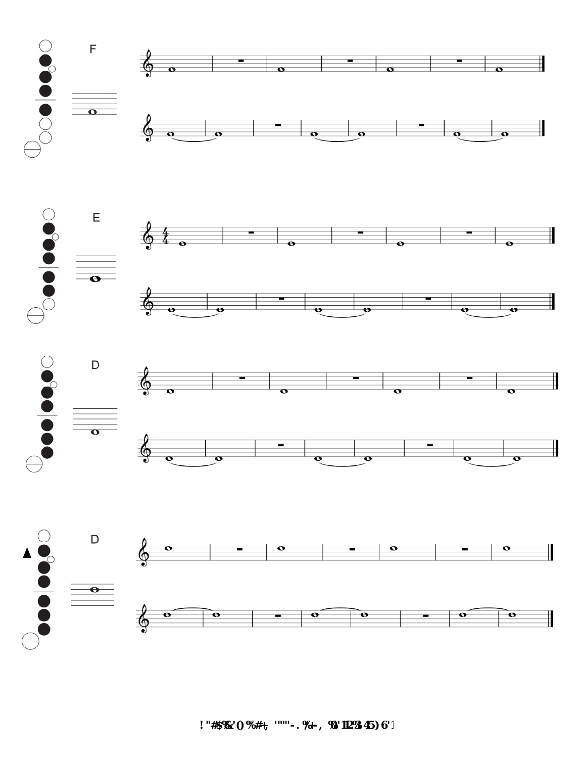F

E

D

D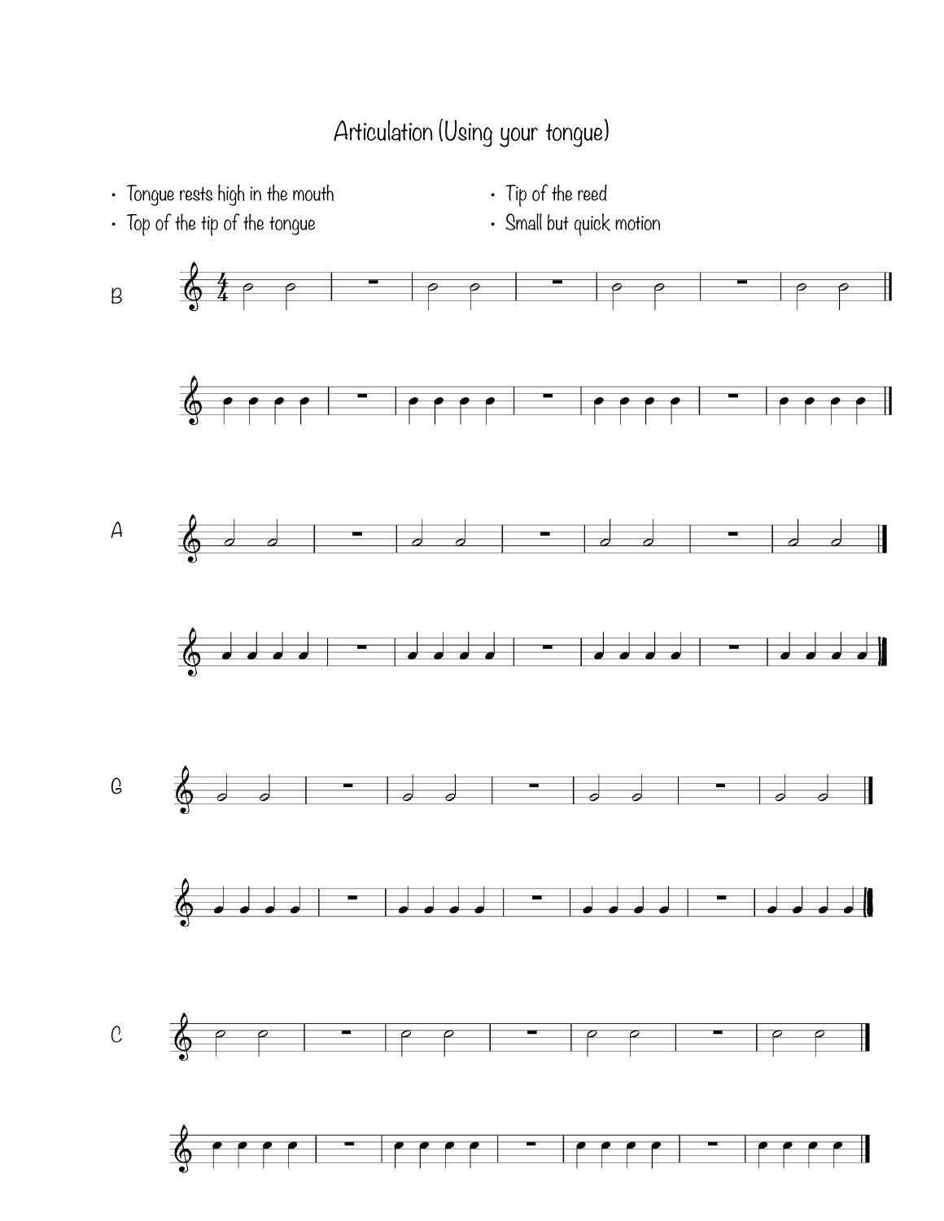# Articulation (Using your tongue)

- Tongue rests high in the mouth
- Top of the tip of the tongue
- Tip of the reed
- Small but quick motion

B

A

G

C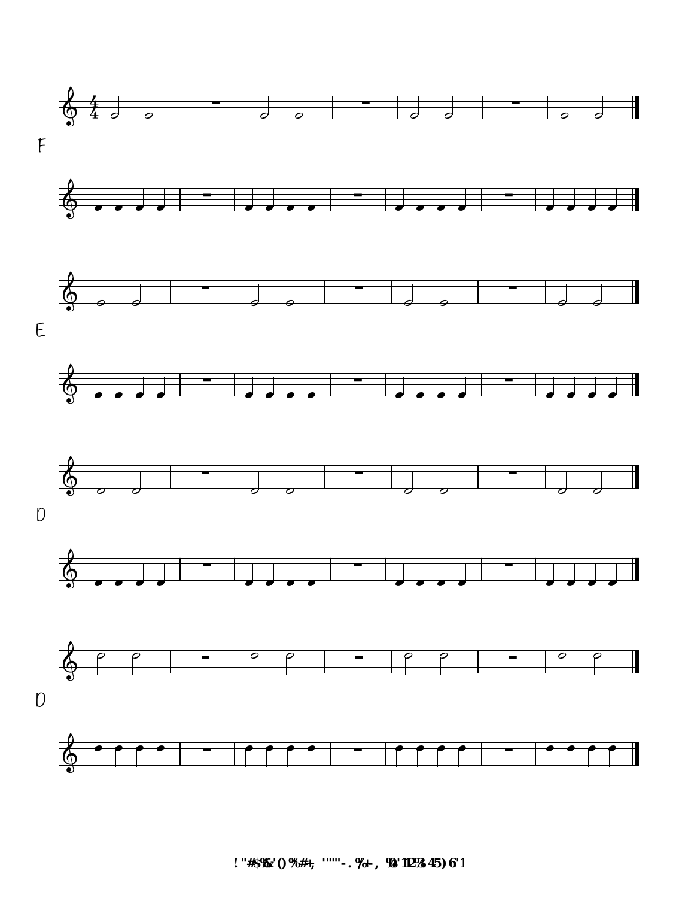F

E

D

D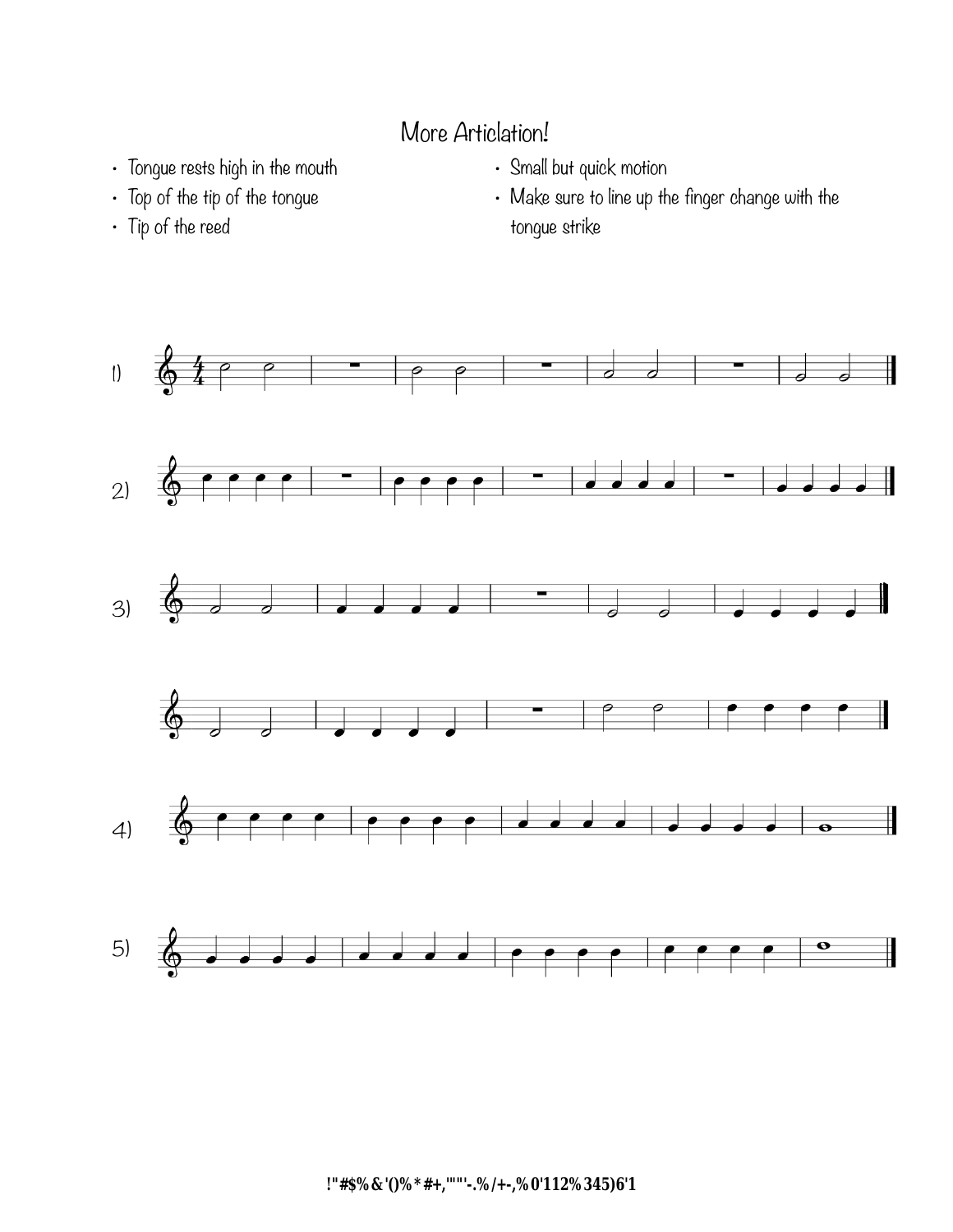# More Articlation!

- Tongue rests high in the mouth
- Top of the tip of the tongue
- Tip of the reed
- Small but quick motion
- Make sure to line up the finger change with the tongue strike

1)

2)

3)

4)

5)